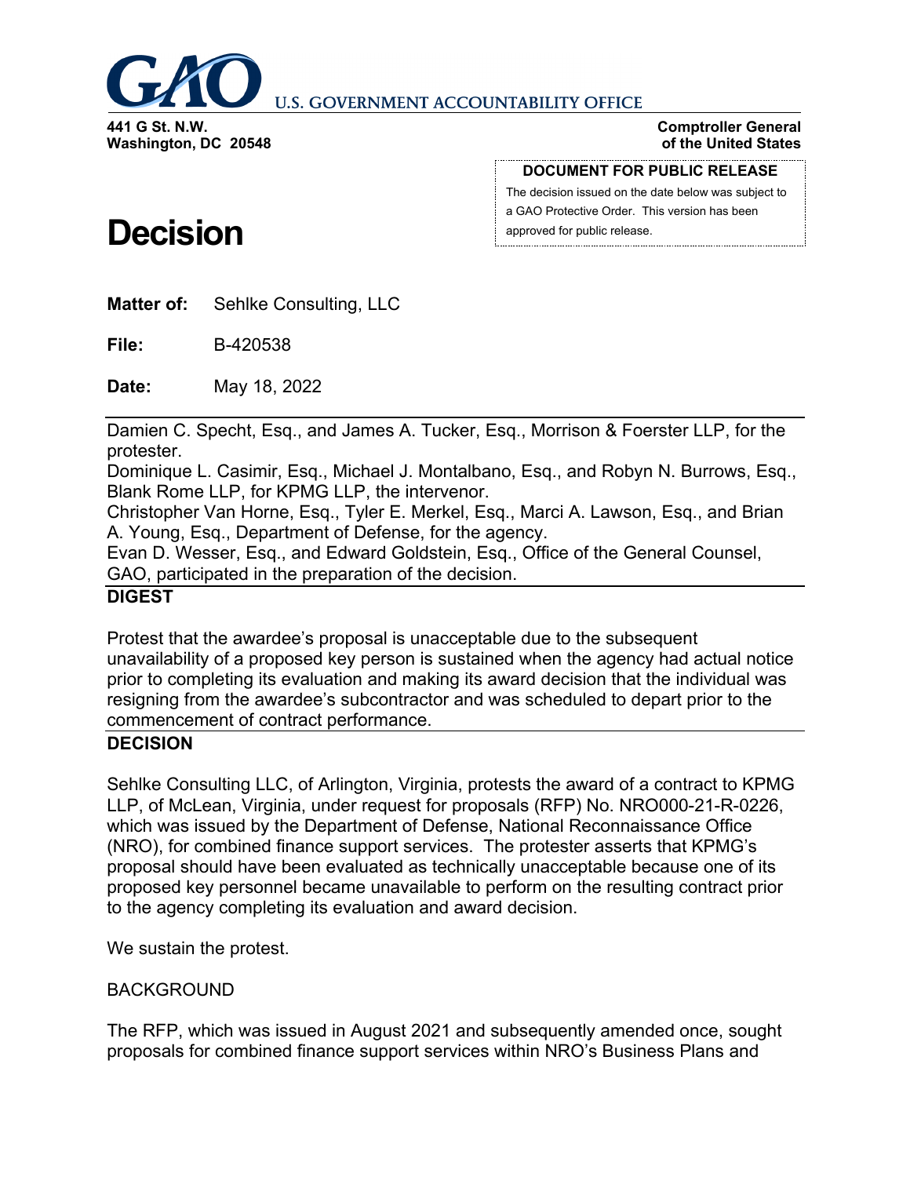**U.S. GOVERNMENT ACCOUNTABILITY OFFICE**

**441 G St. N.W.**
**Washington, DC 20548**

**Comptroller General**
**of the United States**

**DOCUMENT FOR PUBLIC RELEASE**

The decision issued on the date below was subject to a GAO Protective Order. This version has been approved for public release.

# Decision

**Matter of:** Sehlke Consulting, LLC

**File:** B-420538

**Date:** May 18, 2022

---

Damien C. Specht, Esq., and James A. Tucker, Esq., Morrison & Foerster LLP, for the protester.
Dominique L. Casimir, Esq., Michael J. Montalbano, Esq., and Robyn N. Burrows, Esq., Blank Rome LLP, for KPMG LLP, the intervenor.
Christopher Van Horne, Esq., Tyler E. Merkel, Esq., Marci A. Lawson, Esq., and Brian A. Young, Esq., Department of Defense, for the agency.
Evan D. Wesser, Esq., and Edward Goldstein, Esq., Office of the General Counsel, GAO, participated in the preparation of the decision.

---

**DIGEST**

Protest that the awardee's proposal is unacceptable due to the subsequent unavailability of a proposed key person is sustained when the agency had actual notice prior to completing its evaluation and making its award decision that the individual was resigning from the awardee's subcontractor and was scheduled to depart prior to the commencement of contract performance.

---

**DECISION**

Sehlke Consulting LLC, of Arlington, Virginia, protests the award of a contract to KPMG LLP, of McLean, Virginia, under request for proposals (RFP) No. NRO000-21-R-0226, which was issued by the Department of Defense, National Reconnaissance Office (NRO), for combined finance support services. The protester asserts that KPMG's proposal should have been evaluated as technically unacceptable because one of its proposed key personnel became unavailable to perform on the resulting contract prior to the agency completing its evaluation and award decision.

We sustain the protest.

BACKGROUND

The RFP, which was issued in August 2021 and subsequently amended once, sought proposals for combined finance support services within NRO's Business Plans and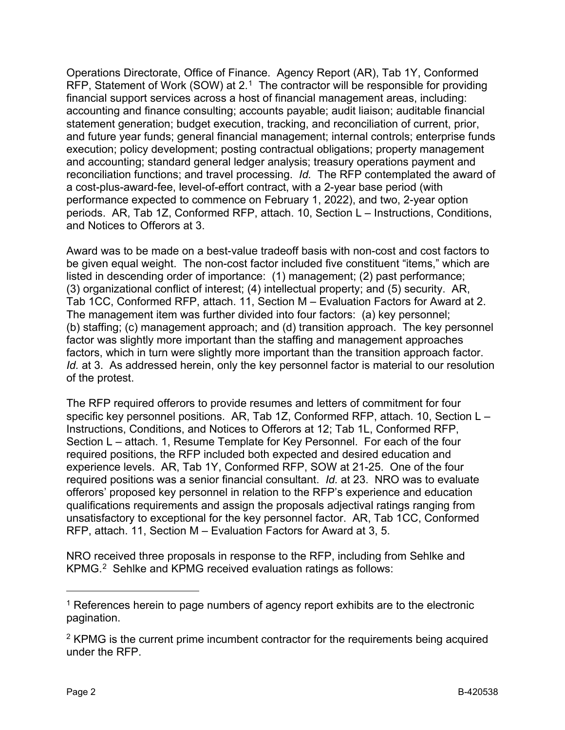Operations Directorate, Office of Finance. Agency Report (AR), Tab 1Y, Conformed RFP, Statement of Work (SOW) at 2.[1] The contractor will be responsible for providing financial support services across a host of financial management areas, including: accounting and finance consulting; accounts payable; audit liaison; auditable financial statement generation; budget execution, tracking, and reconciliation of current, prior, and future year funds; general financial management; internal controls; enterprise funds execution; policy development; posting contractual obligations; property management and accounting; standard general ledger analysis; treasury operations payment and reconciliation functions; and travel processing. *Id.* The RFP contemplated the award of a cost-plus-award-fee, level-of-effort contract, with a 2-year base period (with performance expected to commence on February 1, 2022), and two, 2-year option periods. AR, Tab 1Z, Conformed RFP, attach. 10, Section L – Instructions, Conditions, and Notices to Offerors at 3.

Award was to be made on a best-value tradeoff basis with non-cost and cost factors to be given equal weight. The non-cost factor included five constituent "items," which are listed in descending order of importance: (1) management; (2) past performance; (3) organizational conflict of interest; (4) intellectual property; and (5) security. AR, Tab 1CC, Conformed RFP, attach. 11, Section M – Evaluation Factors for Award at 2. The management item was further divided into four factors: (a) key personnel; (b) staffing; (c) management approach; and (d) transition approach. The key personnel factor was slightly more important than the staffing and management approaches factors, which in turn were slightly more important than the transition approach factor. *Id.* at 3. As addressed herein, only the key personnel factor is material to our resolution of the protest.

The RFP required offerors to provide resumes and letters of commitment for four specific key personnel positions. AR, Tab 1Z, Conformed RFP, attach. 10, Section L – Instructions, Conditions, and Notices to Offerors at 12; Tab 1L, Conformed RFP, Section L – attach. 1, Resume Template for Key Personnel. For each of the four required positions, the RFP included both expected and desired education and experience levels. AR, Tab 1Y, Conformed RFP, SOW at 21-25. One of the four required positions was a senior financial consultant. *Id.* at 23. NRO was to evaluate offerors' proposed key personnel in relation to the RFP's experience and education qualifications requirements and assign the proposals adjectival ratings ranging from unsatisfactory to exceptional for the key personnel factor. AR, Tab 1CC, Conformed RFP, attach. 11, Section M – Evaluation Factors for Award at 3, 5.

NRO received three proposals in response to the RFP, including from Sehlke and KPMG.[2] Sehlke and KPMG received evaluation ratings as follows:

---

[1] References herein to page numbers of agency report exhibits are to the electronic pagination.

[2] KPMG is the current prime incumbent contractor for the requirements being acquired under the RFP.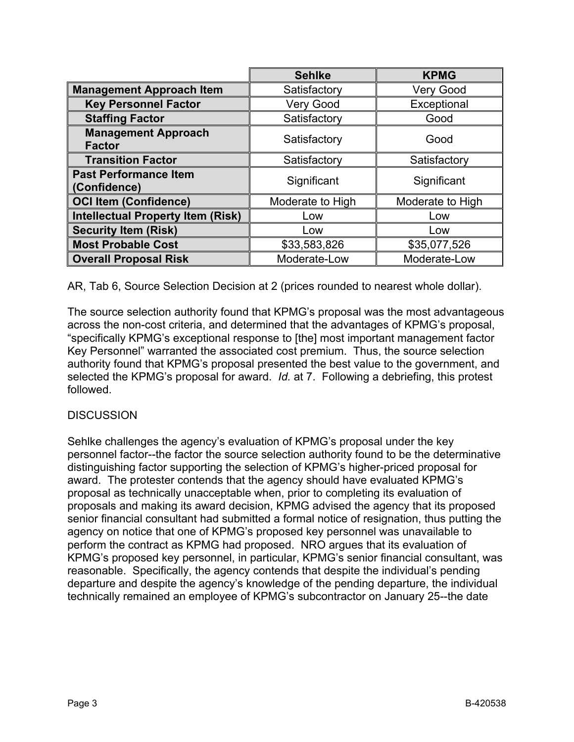| | Sehlke | KPMG |
|---|---|---|
| **Management Approach Item** | Satisfactory | Very Good |
| **Key Personnel Factor** | Very Good | Exceptional |
| **Staffing Factor** | Satisfactory | Good |
| **Management Approach Factor** | Satisfactory | Good |
| **Transition Factor** | Satisfactory | Satisfactory |
| **Past Performance Item (Confidence)** | Significant | Significant |
| **OCI Item (Confidence)** | Moderate to High | Moderate to High |
| **Intellectual Property Item (Risk)** | Low | Low |
| **Security Item (Risk)** | Low | Low |
| **Most Probable Cost** | $33,583,826 | $35,077,526 |
| **Overall Proposal Risk** | Moderate-Low | Moderate-Low |

AR, Tab 6, Source Selection Decision at 2 (prices rounded to nearest whole dollar).

The source selection authority found that KPMG's proposal was the most advantageous across the non-cost criteria, and determined that the advantages of KPMG's proposal, "specifically KPMG's exceptional response to [the] most important management factor Key Personnel" warranted the associated cost premium. Thus, the source selection authority found that KPMG's proposal presented the best value to the government, and selected the KPMG's proposal for award. *Id.* at 7. Following a debriefing, this protest followed.

DISCUSSION

Sehlke challenges the agency's evaluation of KPMG's proposal under the key personnel factor--the factor the source selection authority found to be the determinative distinguishing factor supporting the selection of KPMG's higher-priced proposal for award. The protester contends that the agency should have evaluated KPMG's proposal as technically unacceptable when, prior to completing its evaluation of proposals and making its award decision, KPMG advised the agency that its proposed senior financial consultant had submitted a formal notice of resignation, thus putting the agency on notice that one of KPMG's proposed key personnel was unavailable to perform the contract as KPMG had proposed. NRO argues that its evaluation of KPMG's proposed key personnel, in particular, KPMG's senior financial consultant, was reasonable. Specifically, the agency contends that despite the individual's pending departure and despite the agency's knowledge of the pending departure, the individual technically remained an employee of KPMG's subcontractor on January 25--the date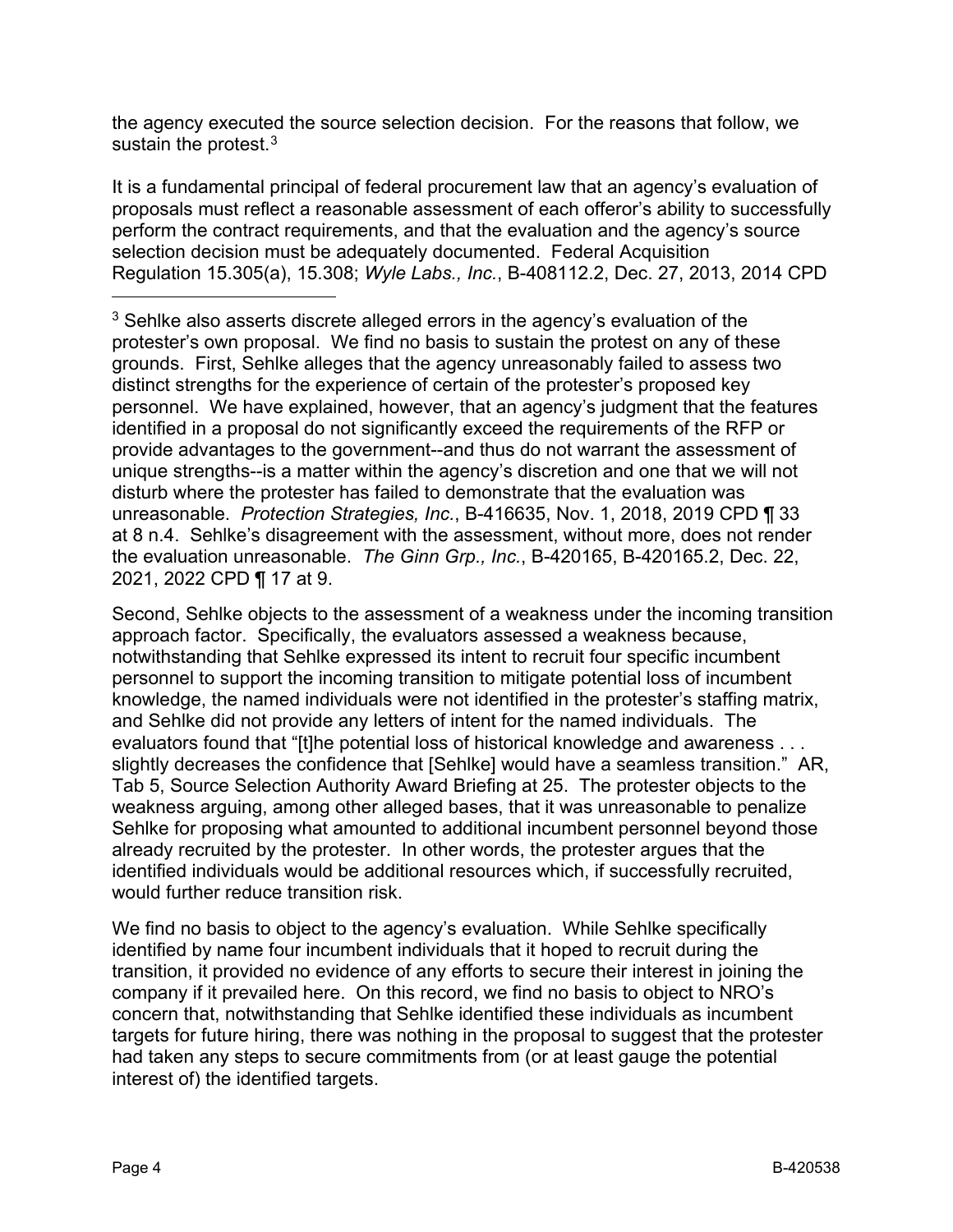the agency executed the source selection decision. For the reasons that follow, we sustain the protest.[3]

It is a fundamental principal of federal procurement law that an agency's evaluation of proposals must reflect a reasonable assessment of each offeror's ability to successfully perform the contract requirements, and that the evaluation and the agency's source selection decision must be adequately documented. Federal Acquisition Regulation 15.305(a), 15.308; *Wyle Labs., Inc.*, B-408112.2, Dec. 27, 2013, 2014 CPD

---

[3] Sehlke also asserts discrete alleged errors in the agency's evaluation of the protester's own proposal. We find no basis to sustain the protest on any of these grounds. First, Sehlke alleges that the agency unreasonably failed to assess two distinct strengths for the experience of certain of the protester's proposed key personnel. We have explained, however, that an agency's judgment that the features identified in a proposal do not significantly exceed the requirements of the RFP or provide advantages to the government--and thus do not warrant the assessment of unique strengths--is a matter within the agency's discretion and one that we will not disturb where the protester has failed to demonstrate that the evaluation was unreasonable. *Protection Strategies, Inc.*, B-416635, Nov. 1, 2018, 2019 CPD ¶ 33 at 8 n.4. Sehlke's disagreement with the assessment, without more, does not render the evaluation unreasonable. *The Ginn Grp., Inc.*, B-420165, B-420165.2, Dec. 22, 2021, 2022 CPD ¶ 17 at 9.

Second, Sehlke objects to the assessment of a weakness under the incoming transition approach factor. Specifically, the evaluators assessed a weakness because, notwithstanding that Sehlke expressed its intent to recruit four specific incumbent personnel to support the incoming transition to mitigate potential loss of incumbent knowledge, the named individuals were not identified in the protester's staffing matrix, and Sehlke did not provide any letters of intent for the named individuals. The evaluators found that "[t]he potential loss of historical knowledge and awareness . . . slightly decreases the confidence that [Sehlke] would have a seamless transition." AR, Tab 5, Source Selection Authority Award Briefing at 25. The protester objects to the weakness arguing, among other alleged bases, that it was unreasonable to penalize Sehlke for proposing what amounted to additional incumbent personnel beyond those already recruited by the protester. In other words, the protester argues that the identified individuals would be additional resources which, if successfully recruited, would further reduce transition risk.

We find no basis to object to the agency's evaluation. While Sehlke specifically identified by name four incumbent individuals that it hoped to recruit during the transition, it provided no evidence of any efforts to secure their interest in joining the company if it prevailed here. On this record, we find no basis to object to NRO's concern that, notwithstanding that Sehlke identified these individuals as incumbent targets for future hiring, there was nothing in the proposal to suggest that the protester had taken any steps to secure commitments from (or at least gauge the potential interest of) the identified targets.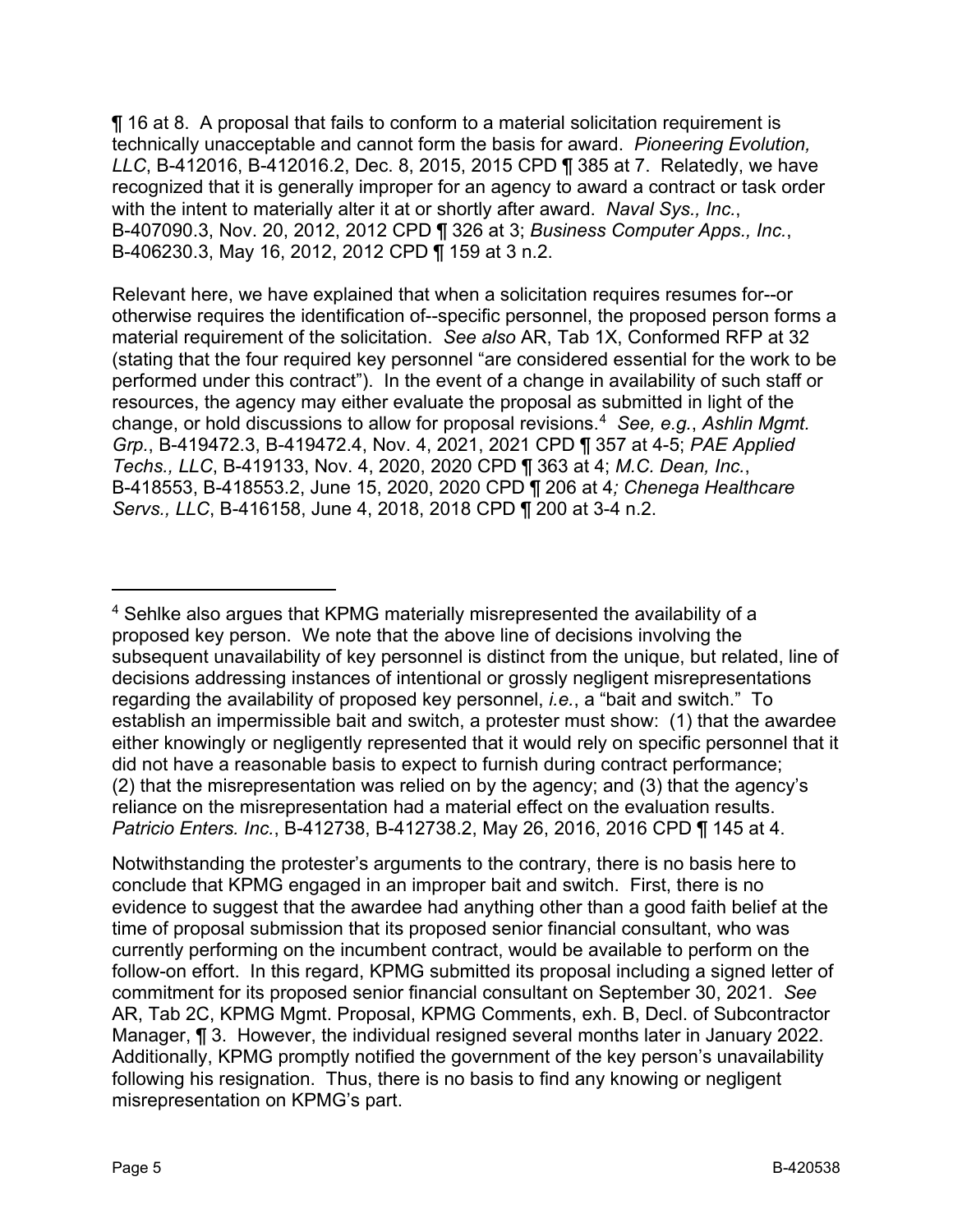¶ 16 at 8. A proposal that fails to conform to a material solicitation requirement is technically unacceptable and cannot form the basis for award. *Pioneering Evolution, LLC*, B-412016, B-412016.2, Dec. 8, 2015, 2015 CPD ¶ 385 at 7. Relatedly, we have recognized that it is generally improper for an agency to award a contract or task order with the intent to materially alter it at or shortly after award. *Naval Sys., Inc.*, B-407090.3, Nov. 20, 2012, 2012 CPD ¶ 326 at 3; *Business Computer Apps., Inc.*, B-406230.3, May 16, 2012, 2012 CPD ¶ 159 at 3 n.2.

Relevant here, we have explained that when a solicitation requires resumes for--or otherwise requires the identification of--specific personnel, the proposed person forms a material requirement of the solicitation. *See also* AR, Tab 1X, Conformed RFP at 32 (stating that the four required key personnel "are considered essential for the work to be performed under this contract"). In the event of a change in availability of such staff or resources, the agency may either evaluate the proposal as submitted in light of the change, or hold discussions to allow for proposal revisions.[4] *See, e.g.*, *Ashlin Mgmt. Grp.*, B-419472.3, B-419472.4, Nov. 4, 2021, 2021 CPD ¶ 357 at 4-5; *PAE Applied Techs., LLC*, B-419133, Nov. 4, 2020, 2020 CPD ¶ 363 at 4; *M.C. Dean, Inc.*, B-418553, B-418553.2, June 15, 2020, 2020 CPD ¶ 206 at 4; *Chenega Healthcare Servs., LLC*, B-416158, June 4, 2018, 2018 CPD ¶ 200 at 3-4 n.2.

---

[4] Sehlke also argues that KPMG materially misrepresented the availability of a proposed key person. We note that the above line of decisions involving the subsequent unavailability of key personnel is distinct from the unique, but related, line of decisions addressing instances of intentional or grossly negligent misrepresentations regarding the availability of proposed key personnel, *i.e.*, a "bait and switch." To establish an impermissible bait and switch, a protester must show: (1) that the awardee either knowingly or negligently represented that it would rely on specific personnel that it did not have a reasonable basis to expect to furnish during contract performance; (2) that the misrepresentation was relied on by the agency; and (3) that the agency's reliance on the misrepresentation had a material effect on the evaluation results. *Patricio Enters. Inc.*, B-412738, B-412738.2, May 26, 2016, 2016 CPD ¶ 145 at 4.

Notwithstanding the protester's arguments to the contrary, there is no basis here to conclude that KPMG engaged in an improper bait and switch. First, there is no evidence to suggest that the awardee had anything other than a good faith belief at the time of proposal submission that its proposed senior financial consultant, who was currently performing on the incumbent contract, would be available to perform on the follow-on effort. In this regard, KPMG submitted its proposal including a signed letter of commitment for its proposed senior financial consultant on September 30, 2021. *See* AR, Tab 2C, KPMG Mgmt. Proposal, KPMG Comments, exh. B, Decl. of Subcontractor Manager, ¶ 3. However, the individual resigned several months later in January 2022. Additionally, KPMG promptly notified the government of the key person's unavailability following his resignation. Thus, there is no basis to find any knowing or negligent misrepresentation on KPMG's part.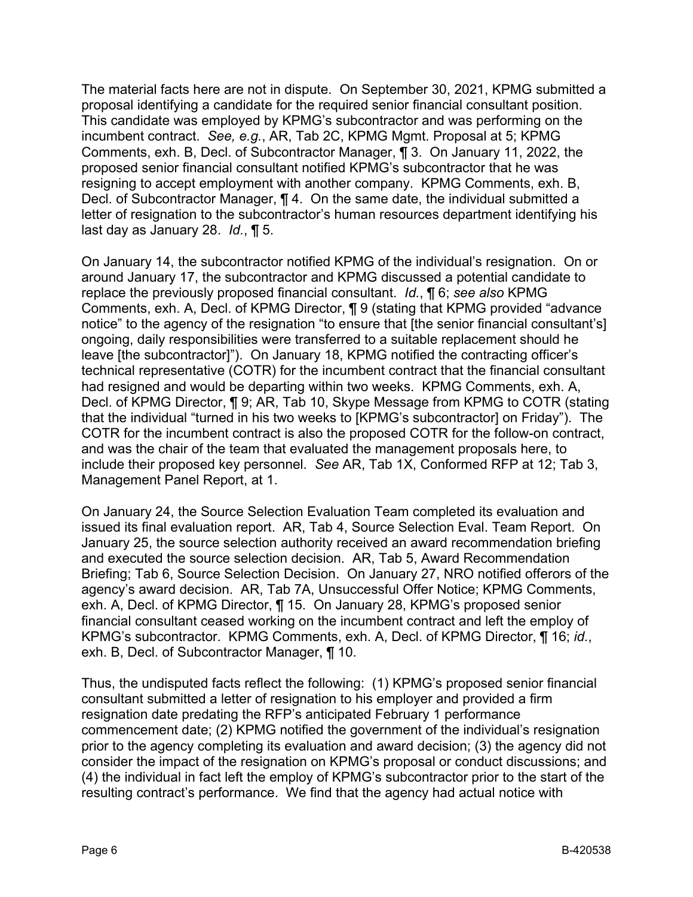The material facts here are not in dispute. On September 30, 2021, KPMG submitted a proposal identifying a candidate for the required senior financial consultant position. This candidate was employed by KPMG's subcontractor and was performing on the incumbent contract. *See, e.g.*, AR, Tab 2C, KPMG Mgmt. Proposal at 5; KPMG Comments, exh. B, Decl. of Subcontractor Manager, ¶ 3. On January 11, 2022, the proposed senior financial consultant notified KPMG's subcontractor that he was resigning to accept employment with another company. KPMG Comments, exh. B, Decl. of Subcontractor Manager, ¶ 4. On the same date, the individual submitted a letter of resignation to the subcontractor's human resources department identifying his last day as January 28. *Id.*, ¶ 5.

On January 14, the subcontractor notified KPMG of the individual's resignation. On or around January 17, the subcontractor and KPMG discussed a potential candidate to replace the previously proposed financial consultant. *Id.*, ¶ 6; *see also* KPMG Comments, exh. A, Decl. of KPMG Director, ¶ 9 (stating that KPMG provided "advance notice" to the agency of the resignation "to ensure that [the senior financial consultant's] ongoing, daily responsibilities were transferred to a suitable replacement should he leave [the subcontractor]"). On January 18, KPMG notified the contracting officer's technical representative (COTR) for the incumbent contract that the financial consultant had resigned and would be departing within two weeks. KPMG Comments, exh. A, Decl. of KPMG Director, ¶ 9; AR, Tab 10, Skype Message from KPMG to COTR (stating that the individual "turned in his two weeks to [KPMG's subcontractor] on Friday"). The COTR for the incumbent contract is also the proposed COTR for the follow-on contract, and was the chair of the team that evaluated the management proposals here, to include their proposed key personnel. *See* AR, Tab 1X, Conformed RFP at 12; Tab 3, Management Panel Report, at 1.

On January 24, the Source Selection Evaluation Team completed its evaluation and issued its final evaluation report. AR, Tab 4, Source Selection Eval. Team Report. On January 25, the source selection authority received an award recommendation briefing and executed the source selection decision. AR, Tab 5, Award Recommendation Briefing; Tab 6, Source Selection Decision. On January 27, NRO notified offerors of the agency's award decision. AR, Tab 7A, Unsuccessful Offer Notice; KPMG Comments, exh. A, Decl. of KPMG Director, ¶ 15. On January 28, KPMG's proposed senior financial consultant ceased working on the incumbent contract and left the employ of KPMG's subcontractor. KPMG Comments, exh. A, Decl. of KPMG Director, ¶ 16; *id.*, exh. B, Decl. of Subcontractor Manager, ¶ 10.

Thus, the undisputed facts reflect the following: (1) KPMG's proposed senior financial consultant submitted a letter of resignation to his employer and provided a firm resignation date predating the RFP's anticipated February 1 performance commencement date; (2) KPMG notified the government of the individual's resignation prior to the agency completing its evaluation and award decision; (3) the agency did not consider the impact of the resignation on KPMG's proposal or conduct discussions; and (4) the individual in fact left the employ of KPMG's subcontractor prior to the start of the resulting contract's performance. We find that the agency had actual notice with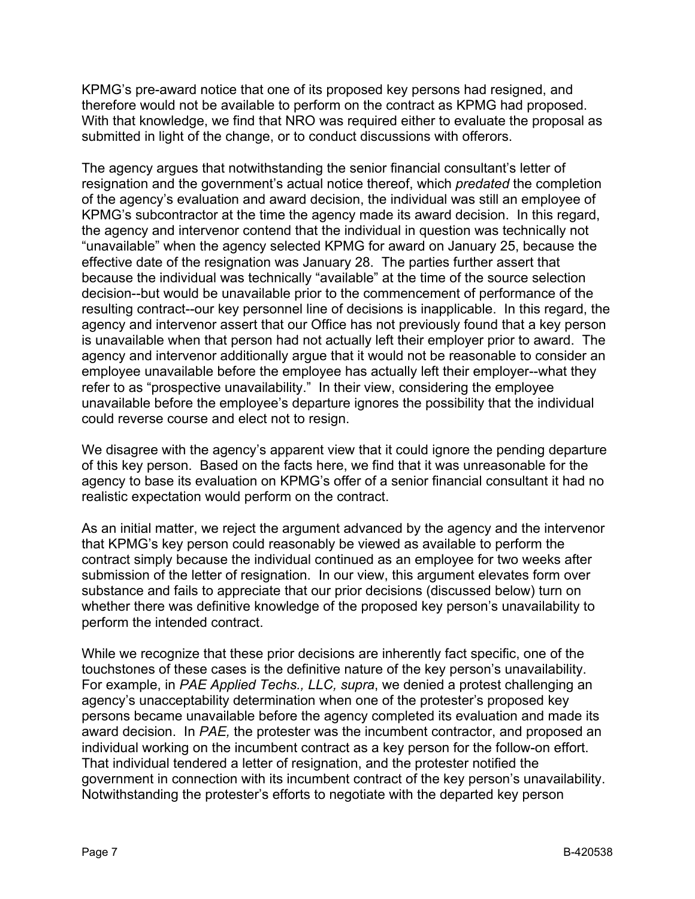KPMG's pre-award notice that one of its proposed key persons had resigned, and therefore would not be available to perform on the contract as KPMG had proposed. With that knowledge, we find that NRO was required either to evaluate the proposal as submitted in light of the change, or to conduct discussions with offerors.

The agency argues that notwithstanding the senior financial consultant's letter of resignation and the government's actual notice thereof, which *predated* the completion of the agency's evaluation and award decision, the individual was still an employee of KPMG's subcontractor at the time the agency made its award decision. In this regard, the agency and intervenor contend that the individual in question was technically not "unavailable" when the agency selected KPMG for award on January 25, because the effective date of the resignation was January 28. The parties further assert that because the individual was technically "available" at the time of the source selection decision--but would be unavailable prior to the commencement of performance of the resulting contract--our key personnel line of decisions is inapplicable. In this regard, the agency and intervenor assert that our Office has not previously found that a key person is unavailable when that person had not actually left their employer prior to award. The agency and intervenor additionally argue that it would not be reasonable to consider an employee unavailable before the employee has actually left their employer--what they refer to as "prospective unavailability." In their view, considering the employee unavailable before the employee's departure ignores the possibility that the individual could reverse course and elect not to resign.

We disagree with the agency's apparent view that it could ignore the pending departure of this key person. Based on the facts here, we find that it was unreasonable for the agency to base its evaluation on KPMG's offer of a senior financial consultant it had no realistic expectation would perform on the contract.

As an initial matter, we reject the argument advanced by the agency and the intervenor that KPMG's key person could reasonably be viewed as available to perform the contract simply because the individual continued as an employee for two weeks after submission of the letter of resignation. In our view, this argument elevates form over substance and fails to appreciate that our prior decisions (discussed below) turn on whether there was definitive knowledge of the proposed key person's unavailability to perform the intended contract.

While we recognize that these prior decisions are inherently fact specific, one of the touchstones of these cases is the definitive nature of the key person's unavailability. For example, in *PAE Applied Techs., LLC, supra*, we denied a protest challenging an agency's unacceptability determination when one of the protester's proposed key persons became unavailable before the agency completed its evaluation and made its award decision. In *PAE,* the protester was the incumbent contractor, and proposed an individual working on the incumbent contract as a key person for the follow-on effort. That individual tendered a letter of resignation, and the protester notified the government in connection with its incumbent contract of the key person's unavailability. Notwithstanding the protester's efforts to negotiate with the departed key person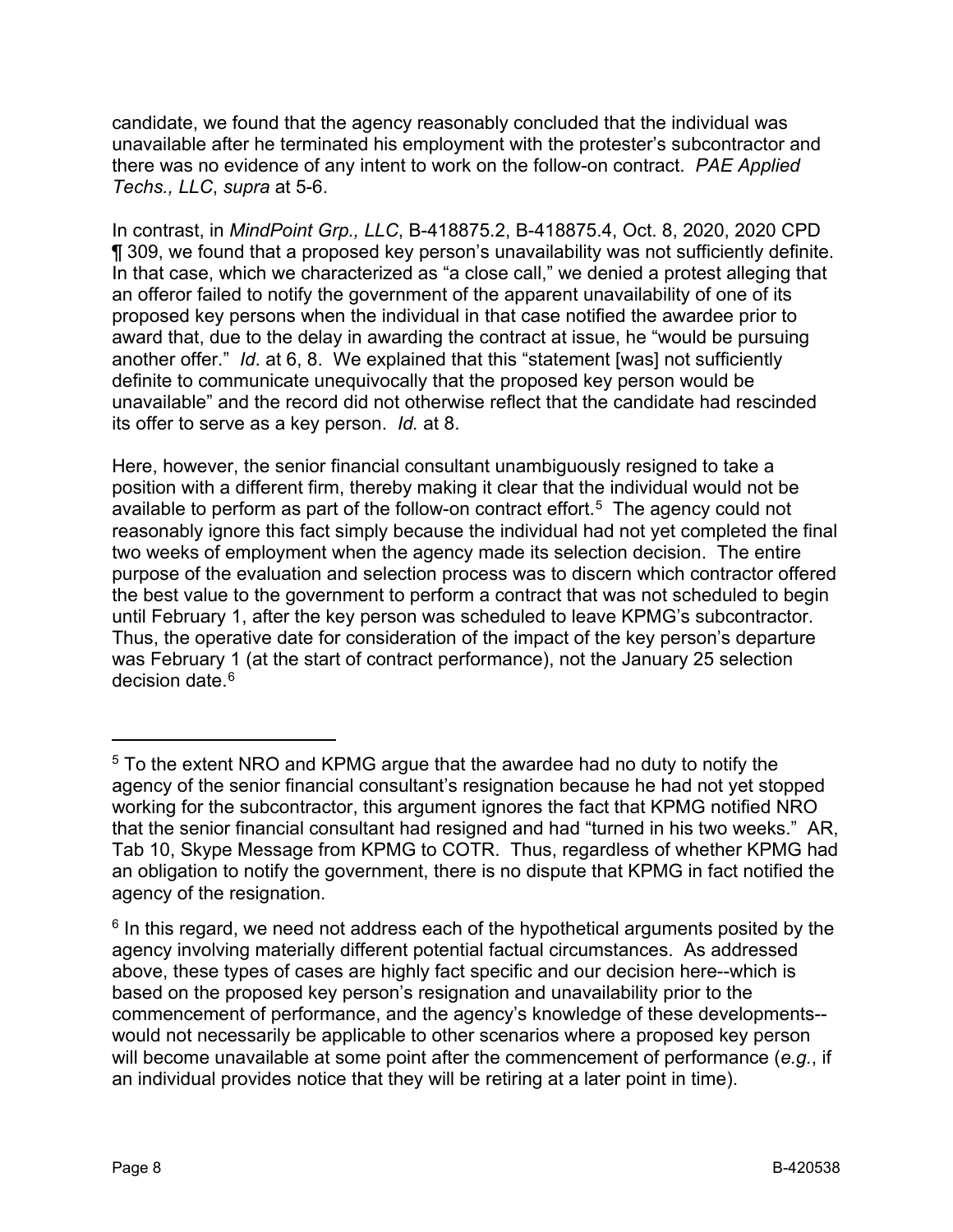candidate, we found that the agency reasonably concluded that the individual was unavailable after he terminated his employment with the protester's subcontractor and there was no evidence of any intent to work on the follow-on contract. *PAE Applied Techs., LLC*, *supra* at 5-6.

In contrast, in *MindPoint Grp., LLC*, B-418875.2, B-418875.4, Oct. 8, 2020, 2020 CPD ¶ 309, we found that a proposed key person's unavailability was not sufficiently definite. In that case, which we characterized as "a close call," we denied a protest alleging that an offeror failed to notify the government of the apparent unavailability of one of its proposed key persons when the individual in that case notified the awardee prior to award that, due to the delay in awarding the contract at issue, he "would be pursuing another offer." *Id*. at 6, 8. We explained that this "statement [was] not sufficiently definite to communicate unequivocally that the proposed key person would be unavailable" and the record did not otherwise reflect that the candidate had rescinded its offer to serve as a key person. *Id.* at 8.

Here, however, the senior financial consultant unambiguously resigned to take a position with a different firm, thereby making it clear that the individual would not be available to perform as part of the follow-on contract effort.[5] The agency could not reasonably ignore this fact simply because the individual had not yet completed the final two weeks of employment when the agency made its selection decision. The entire purpose of the evaluation and selection process was to discern which contractor offered the best value to the government to perform a contract that was not scheduled to begin until February 1, after the key person was scheduled to leave KPMG's subcontractor. Thus, the operative date for consideration of the impact of the key person's departure was February 1 (at the start of contract performance), not the January 25 selection decision date.[6]

---

[5] To the extent NRO and KPMG argue that the awardee had no duty to notify the agency of the senior financial consultant's resignation because he had not yet stopped working for the subcontractor, this argument ignores the fact that KPMG notified NRO that the senior financial consultant had resigned and had "turned in his two weeks." AR, Tab 10, Skype Message from KPMG to COTR. Thus, regardless of whether KPMG had an obligation to notify the government, there is no dispute that KPMG in fact notified the agency of the resignation.

[6] In this regard, we need not address each of the hypothetical arguments posited by the agency involving materially different potential factual circumstances. As addressed above, these types of cases are highly fact specific and our decision here--which is based on the proposed key person's resignation and unavailability prior to the commencement of performance, and the agency's knowledge of these developments--would not necessarily be applicable to other scenarios where a proposed key person will become unavailable at some point after the commencement of performance (*e.g.*, if an individual provides notice that they will be retiring at a later point in time).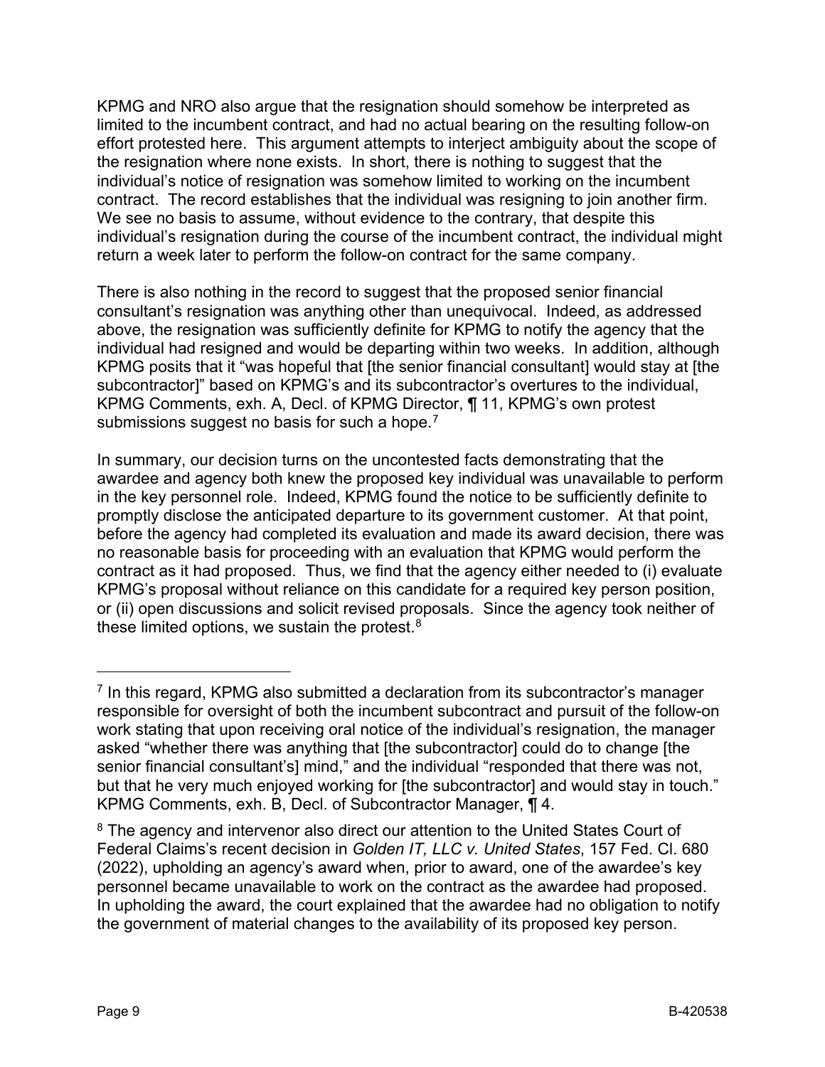KPMG and NRO also argue that the resignation should somehow be interpreted as limited to the incumbent contract, and had no actual bearing on the resulting follow-on effort protested here. This argument attempts to interject ambiguity about the scope of the resignation where none exists. In short, there is nothing to suggest that the individual's notice of resignation was somehow limited to working on the incumbent contract. The record establishes that the individual was resigning to join another firm. We see no basis to assume, without evidence to the contrary, that despite this individual's resignation during the course of the incumbent contract, the individual might return a week later to perform the follow-on contract for the same company.

There is also nothing in the record to suggest that the proposed senior financial consultant's resignation was anything other than unequivocal. Indeed, as addressed above, the resignation was sufficiently definite for KPMG to notify the agency that the individual had resigned and would be departing within two weeks. In addition, although KPMG posits that it "was hopeful that [the senior financial consultant] would stay at [the subcontractor]" based on KPMG's and its subcontractor's overtures to the individual, KPMG Comments, exh. A, Decl. of KPMG Director, ¶ 11, KPMG's own protest submissions suggest no basis for such a hope.[7]

In summary, our decision turns on the uncontested facts demonstrating that the awardee and agency both knew the proposed key individual was unavailable to perform in the key personnel role. Indeed, KPMG found the notice to be sufficiently definite to promptly disclose the anticipated departure to its government customer. At that point, before the agency had completed its evaluation and made its award decision, there was no reasonable basis for proceeding with an evaluation that KPMG would perform the contract as it had proposed. Thus, we find that the agency either needed to (i) evaluate KPMG's proposal without reliance on this candidate for a required key person position, or (ii) open discussions and solicit revised proposals. Since the agency took neither of these limited options, we sustain the protest.[8]

---

[7] In this regard, KPMG also submitted a declaration from its subcontractor's manager responsible for oversight of both the incumbent subcontract and pursuit of the follow-on work stating that upon receiving oral notice of the individual's resignation, the manager asked "whether there was anything that [the subcontractor] could do to change [the senior financial consultant's] mind," and the individual "responded that there was not, but that he very much enjoyed working for [the subcontractor] and would stay in touch." KPMG Comments, exh. B, Decl. of Subcontractor Manager, ¶ 4.

[8] The agency and intervenor also direct our attention to the United States Court of Federal Claims's recent decision in *Golden IT, LLC v. United States*, 157 Fed. Cl. 680 (2022), upholding an agency's award when, prior to award, one of the awardee's key personnel became unavailable to work on the contract as the awardee had proposed. In upholding the award, the court explained that the awardee had no obligation to notify the government of material changes to the availability of its proposed key person.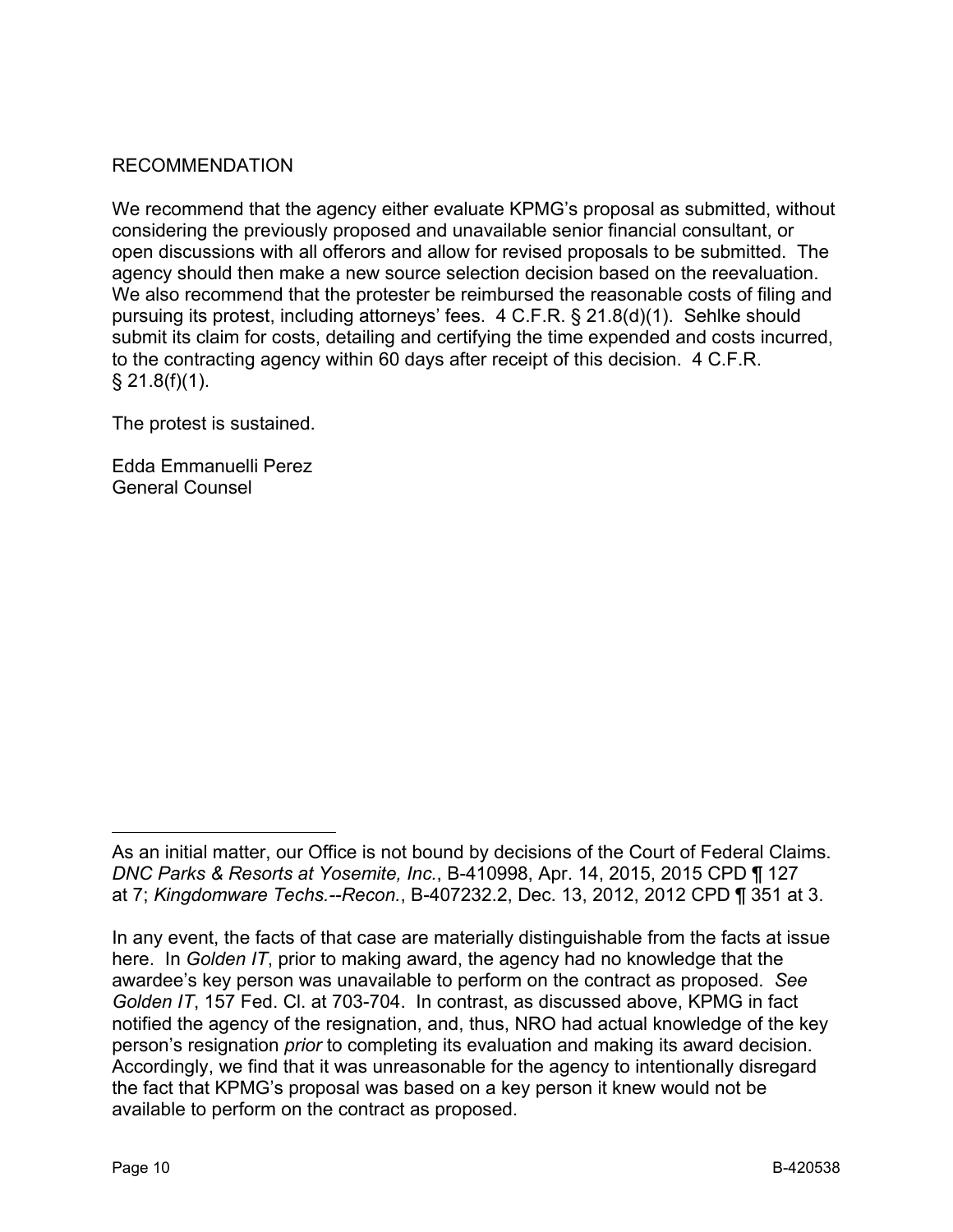## RECOMMENDATION

We recommend that the agency either evaluate KPMG's proposal as submitted, without considering the previously proposed and unavailable senior financial consultant, or open discussions with all offerors and allow for revised proposals to be submitted. The agency should then make a new source selection decision based on the reevaluation. We also recommend that the protester be reimbursed the reasonable costs of filing and pursuing its protest, including attorneys' fees. 4 C.F.R. § 21.8(d)(1). Sehlke should submit its claim for costs, detailing and certifying the time expended and costs incurred, to the contracting agency within 60 days after receipt of this decision. 4 C.F.R. § 21.8(f)(1).

The protest is sustained.

Edda Emmanuelli Perez
General Counsel

---

As an initial matter, our Office is not bound by decisions of the Court of Federal Claims. *DNC Parks & Resorts at Yosemite, Inc.*, B-410998, Apr. 14, 2015, 2015 CPD ¶ 127 at 7; *Kingdomware Techs.--Recon.*, B-407232.2, Dec. 13, 2012, 2012 CPD ¶ 351 at 3.

In any event, the facts of that case are materially distinguishable from the facts at issue here. In *Golden IT*, prior to making award, the agency had no knowledge that the awardee's key person was unavailable to perform on the contract as proposed. *See Golden IT*, 157 Fed. Cl. at 703-704. In contrast, as discussed above, KPMG in fact notified the agency of the resignation, and, thus, NRO had actual knowledge of the key person's resignation *prior* to completing its evaluation and making its award decision. Accordingly, we find that it was unreasonable for the agency to intentionally disregard the fact that KPMG's proposal was based on a key person it knew would not be available to perform on the contract as proposed.